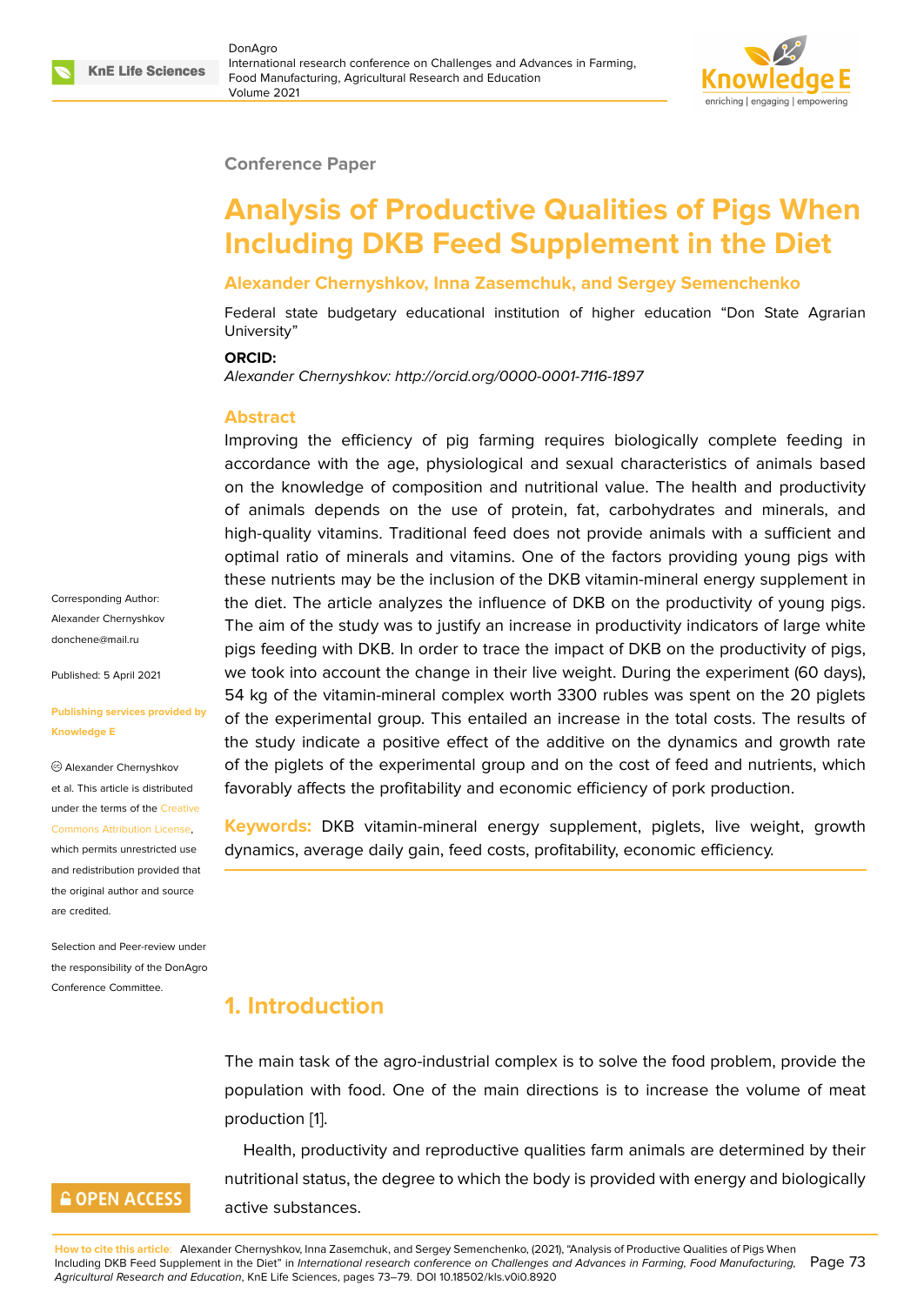Conference Paper

# Analysis of Productive Qualities of Pigs When Including DKB Feed Supplement in the Diet

**Alexander Chernyshkov, Inna Zasemchuk, and Sergey Semenchenko**

Federal state budgetary educational institution of higher education "Don State Agrarian University"

**ORCID:**

*Alexander Chernyshkov: http://orcid.org/0000-0001-7116-1897*

Corresponding Author: Alexander Chernyshkov donchene@mail.ru

Published: 5 April 2021

Publishing services provided by Knowledge E

© Alexander Chernyshkov et al. This article is distributed under the terms of the Creative Commons Attribution License, which permits unrestricted use and redistribution provided that the original author and source are credited.

Selection and Peer-review under the responsibility of the DonAgro Conference Committee.

## Abstract

Improving the efficiency of pig farming requires biologically complete feeding in accordance with the age, physiological and sexual characteristics of animals based on the knowledge of composition and nutritional value. The health and productivity of animals depends on the use of protein, fat, carbohydrates and minerals, and high-quality vitamins. Traditional feed does not provide animals with a sufficient and optimal ratio of minerals and vitamins. One of the factors providing young pigs with these nutrients may be the inclusion of the DKB vitamin-mineral energy supplement in the diet. The article analyzes the influence of DKB on the productivity of young pigs. The aim of the study was to justify an increase in productivity indicators of large white pigs feeding with DKB. In order to trace the impact of DKB on the productivity of pigs, we took into account the change in their live weight. During the experiment (60 days), 54 kg of the vitamin-mineral complex worth 3300 rubles was spent on the 20 piglets of the experimental group. This entailed an increase in the total costs. The results of the study indicate a positive effect of the additive on the dynamics and growth rate of the piglets of the experimental group and on the cost of feed and nutrients, which favorably affects the profitability and economic efficiency of pork production.

**Keywords:** DKB vitamin-mineral energy supplement, piglets, live weight, growth dynamics, average daily gain, feed costs, profitability, economic efficiency.

## 1. Introduction

The main task of the agro-industrial complex is to solve the food problem, provide the population with food. One of the main directions is to increase the volume of meat production [1].

Health, productivity and reproductive qualities farm animals are determined by their nutritional status, the degree to which the body is provided with energy and biologically active substances.

**How to cite this article:** Alexander Chernyshkov, Inna Zasemchuk, and Sergey Semenchenko, (2021), "Analysis of Productive Qualities of Pigs When Including DKB Feed Supplement in the Diet" in *International research conference on Challenges and Advances in Farming, Food Manufacturing, Agricultural Research and Education*, KnE Life Sciences, pages 73–79. DOI 10.18502/kls.v0i0.8920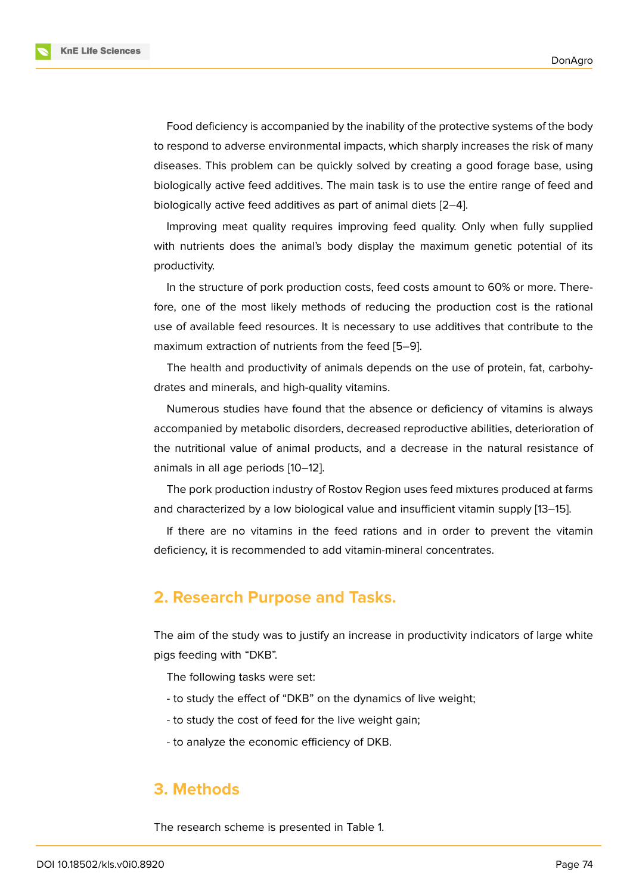Food deficiency is accompanied by the inability of the protective systems of the body to respond to adverse environmental impacts, which sharply increases the risk of many diseases. This problem can be quickly solved by creating a good forage base, using biologically active feed additives. The main task is to use the entire range of feed and biologically active feed additives as part of animal diets [2–4].

Improving meat quality requires improving feed quality. Only when fully supplied with nutrients does the animal's body display the maximum genetic potential of its productivity.

In the structure of pork production costs, feed costs amount to 60% or more. Therefore, one of the most likely methods of reducing the production cost is the rational use of available feed resources. It is necessary to use additives that contribute to the maximum extraction of nutrients from the feed [5–9].

The health and productivity of animals depends on the use of protein, fat, carbohydrates and minerals, and high-quality vitamins.

Numerous studies have found that the absence or deficiency of vitamins is always accompanied by metabolic disorders, decreased reproductive abilities, deterioration of the nutritional value of animal products, and a decrease in the natural resistance of animals in all age periods [10–12].

The pork production industry of Rostov Region uses feed mixtures produced at farms and characterized by a low biological value and insufficient vitamin supply [13–15].

If there are no vitamins in the feed rations and in order to prevent the vitamin deficiency, it is recommended to add vitamin-mineral concentrates.

## 2. Research Purpose and Tasks.

The aim of the study was to justify an increase in productivity indicators of large white pigs feeding with "DKB".

The following tasks were set:

- to study the effect of "DKB" on the dynamics of live weight;
- to study the cost of feed for the live weight gain;
- to analyze the economic efficiency of DKB.

## 3. Methods

The research scheme is presented in Table 1.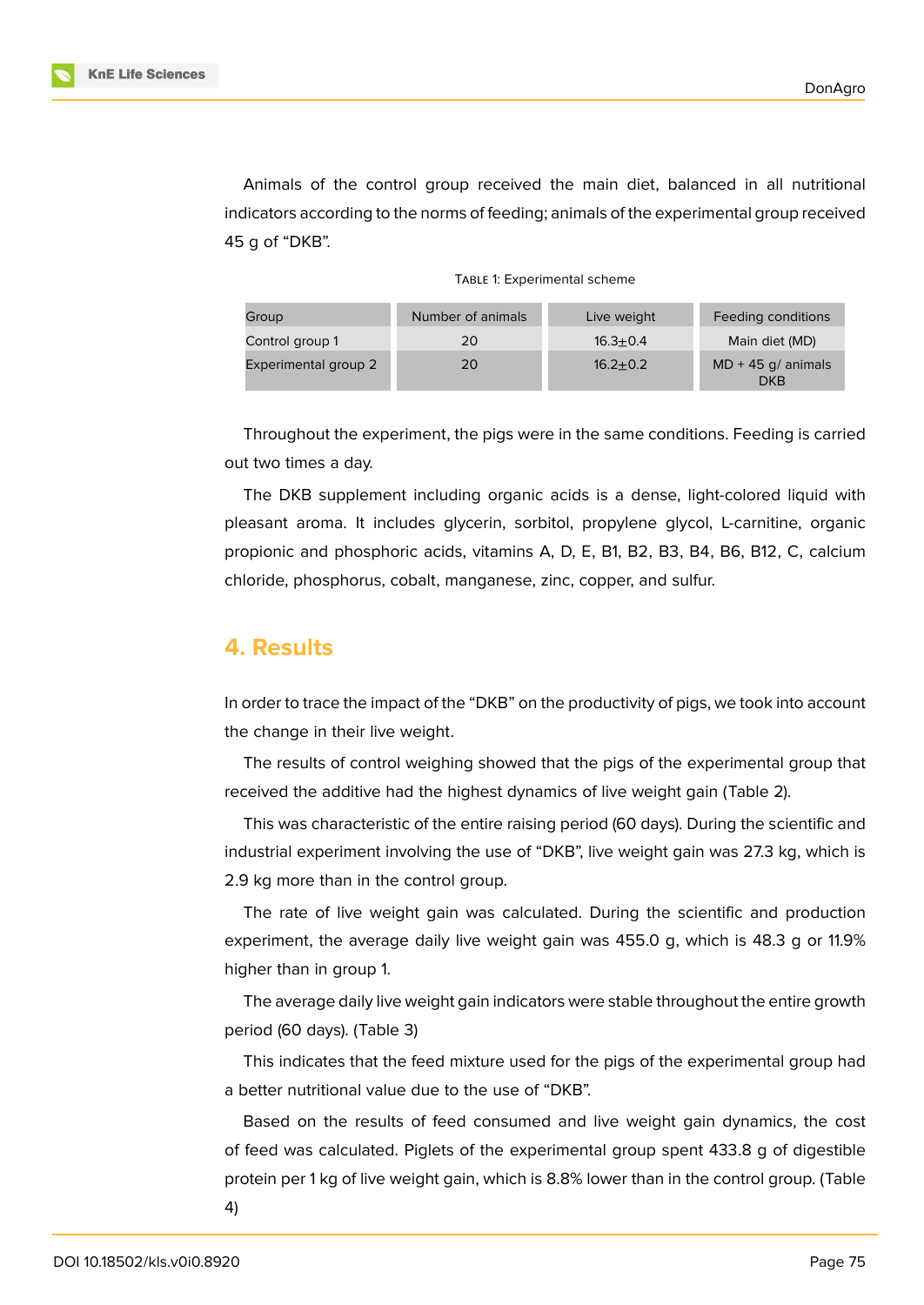Animals of the control group received the main diet, balanced in all nutritional indicators according to the norms of feeding; animals of the experimental group received 45 g of "DKB".

Table 1: Experimental scheme

| Group | Number of animals | Live weight | Feeding conditions |
|---|---|---|---|
| Control group 1 | 20 | 16.3±0.4 | Main diet (MD) |
| Experimental group 2 | 20 | 16.2±0.2 | MD + 45 g/ animals DKB |

Throughout the experiment, the pigs were in the same conditions. Feeding is carried out two times a day.

The DKB supplement including organic acids is a dense, light-colored liquid with pleasant aroma. It includes glycerin, sorbitol, propylene glycol, L-carnitine, organic propionic and phosphoric acids, vitamins A, D, E, B1, B2, B3, B4, B6, B12, C, calcium chloride, phosphorus, cobalt, manganese, zinc, copper, and sulfur.

## 4. Results

In order to trace the impact of the "DKB" on the productivity of pigs, we took into account the change in their live weight.

The results of control weighing showed that the pigs of the experimental group that received the additive had the highest dynamics of live weight gain (Table 2).

This was characteristic of the entire raising period (60 days). During the scientific and industrial experiment involving the use of "DKB", live weight gain was 27.3 kg, which is 2.9 kg more than in the control group.

The rate of live weight gain was calculated. During the scientific and production experiment, the average daily live weight gain was 455.0 g, which is 48.3 g or 11.9% higher than in group 1.

The average daily live weight gain indicators were stable throughout the entire growth period (60 days). (Table 3)

This indicates that the feed mixture used for the pigs of the experimental group had a better nutritional value due to the use of "DKB".

Based on the results of feed consumed and live weight gain dynamics, the cost of feed was calculated. Piglets of the experimental group spent 433.8 g of digestible protein per 1 kg of live weight gain, which is 8.8% lower than in the control group. (Table 4)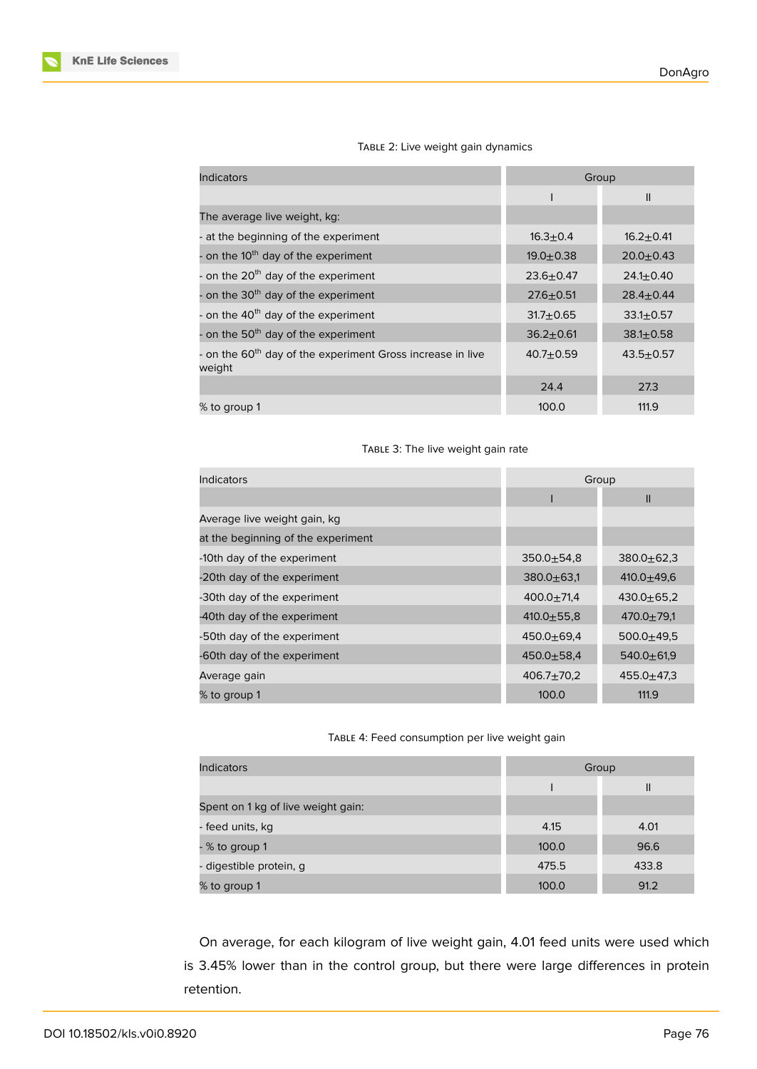Table 2: Live weight gain dynamics

| Indicators | Group | |
|---|---|---|
| | I | II |
| The average live weight, kg: | | |
| - at the beginning of the experiment | 16.3±0.4 | 16.2±0.41 |
| - on the 10th day of the experiment | 19.0±0.38 | 20.0±0.43 |
| - on the 20th day of the experiment | 23.6±0.47 | 24.1±0.40 |
| - on the 30th day of the experiment | 27.6±0.51 | 28.4±0.44 |
| - on the 40th day of the experiment | 31.7±0.65 | 33.1±0.57 |
| - on the 50th day of the experiment | 36.2±0.61 | 38.1±0.58 |
| - on the 60th day of the experiment Gross increase in live weight | 40.7±0.59 | 43.5±0.57 |
| | 24.4 | 27.3 |
| % to group 1 | 100.0 | 111.9 |

Table 3: The live weight gain rate

| Indicators | Group | |
|---|---|---|
| | I | II |
| Average live weight gain, kg | | |
| at the beginning of the experiment | | |
| -10th day of the experiment | 350.0±54,8 | 380.0±62,3 |
| -20th day of the experiment | 380.0±63,1 | 410.0±49,6 |
| -30th day of the experiment | 400.0±71,4 | 430.0±65,2 |
| -40th day of the experiment | 410.0±55,8 | 470.0±79,1 |
| -50th day of the experiment | 450.0±69,4 | 500.0±49,5 |
| -60th day of the experiment | 450.0±58,4 | 540.0±61,9 |
| Average gain | 406.7±70,2 | 455.0±47,3 |
| % to group 1 | 100.0 | 111.9 |

Table 4: Feed consumption per live weight gain

| Indicators | Group | |
|---|---|---|
| | I | II |
| Spent on 1 kg of live weight gain: | | |
| - feed units, kg | 4.15 | 4.01 |
| - % to group 1 | 100.0 | 96.6 |
| - digestible protein, g | 475.5 | 433.8 |
| % to group 1 | 100.0 | 91.2 |

On average, for each kilogram of live weight gain, 4.01 feed units were used which is 3.45% lower than in the control group, but there were large differences in protein retention.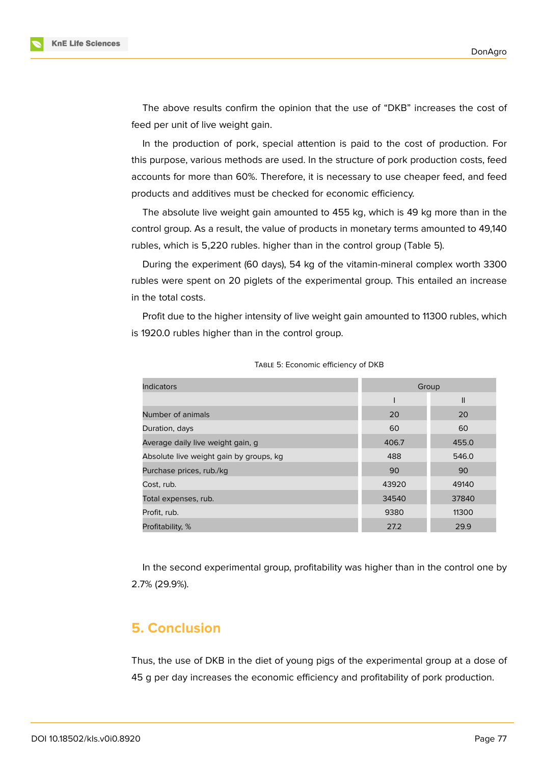The above results confirm the opinion that the use of “DKB” increases the cost of feed per unit of live weight gain.

In the production of pork, special attention is paid to the cost of production. For this purpose, various methods are used. In the structure of pork production costs, feed accounts for more than 60%. Therefore, it is necessary to use cheaper feed, and feed products and additives must be checked for economic efficiency.

The absolute live weight gain amounted to 455 kg, which is 49 kg more than in the control group. As a result, the value of products in monetary terms amounted to 49,140 rubles, which is 5,220 rubles. higher than in the control group (Table 5).

During the experiment (60 days), 54 kg of the vitamin-mineral complex worth 3300 rubles were spent on 20 piglets of the experimental group. This entailed an increase in the total costs.

Profit due to the higher intensity of live weight gain amounted to 11300 rubles, which is 1920.0 rubles higher than in the control group.

Table 5: Economic efficiency of DKB

| Indicators | Group | |
|---|---|---|
| | I | II |
| Number of animals | 20 | 20 |
| Duration, days | 60 | 60 |
| Average daily live weight gain, g | 406.7 | 455.0 |
| Absolute live weight gain by groups, kg | 488 | 546.0 |
| Purchase prices, rub./kg | 90 | 90 |
| Cost, rub. | 43920 | 49140 |
| Total expenses, rub. | 34540 | 37840 |
| Profit, rub. | 9380 | 11300 |
| Profitability, % | 27.2 | 29.9 |

In the second experimental group, profitability was higher than in the control one by 2.7% (29.9%).

## 5. Conclusion

Thus, the use of DKB in the diet of young pigs of the experimental group at a dose of 45 g per day increases the economic efficiency and profitability of pork production.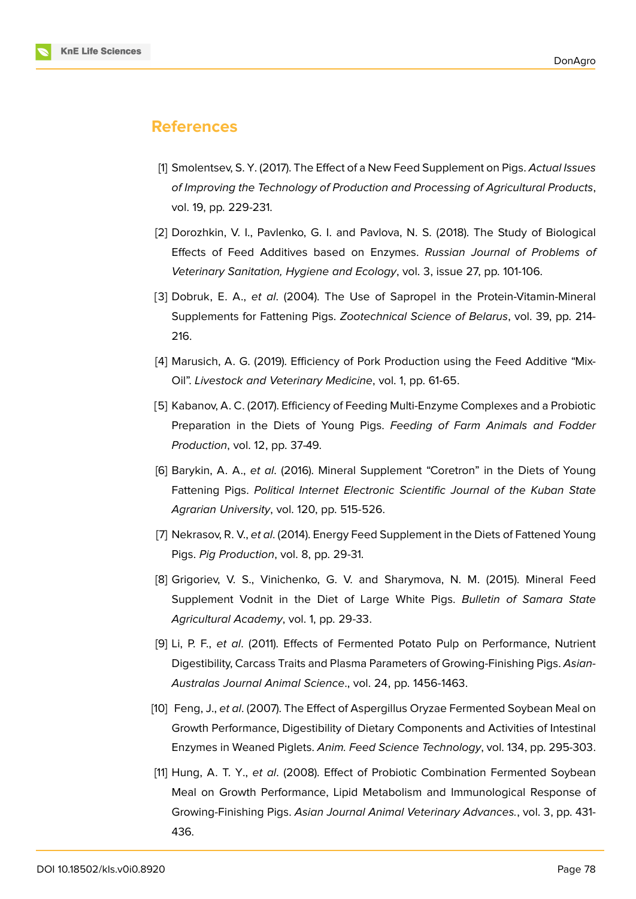## References

[1] Smolentsev, S. Y. (2017). The Effect of a New Feed Supplement on Pigs. *Actual Issues of Improving the Technology of Production and Processing of Agricultural Products*, vol. 19, pp. 229-231.

[2] Dorozhkin, V. I., Pavlenko, G. I. and Pavlova, N. S. (2018). The Study of Biological Effects of Feed Additives based on Enzymes. *Russian Journal of Problems of Veterinary Sanitation, Hygiene and Ecology*, vol. 3, issue 27, pp. 101-106.

[3] Dobruk, E. A., *et al*. (2004). The Use of Sapropel in the Protein-Vitamin-Mineral Supplements for Fattening Pigs. *Zootechnical Science of Belarus*, vol. 39, pp. 214-216.

[4] Marusich, A. G. (2019). Efficiency of Pork Production using the Feed Additive "Mix-Oil". *Livestock and Veterinary Medicine*, vol. 1, pp. 61-65.

[5] Kabanov, A. C. (2017). Efficiency of Feeding Multi-Enzyme Complexes and a Probiotic Preparation in the Diets of Young Pigs. *Feeding of Farm Animals and Fodder Production*, vol. 12, pp. 37-49.

[6] Barykin, A. A., *et al*. (2016). Mineral Supplement "Coretron" in the Diets of Young Fattening Pigs. *Political Internet Electronic Scientific Journal of the Kuban State Agrarian University*, vol. 120, pp. 515-526.

[7] Nekrasov, R. V., *et al*. (2014). Energy Feed Supplement in the Diets of Fattened Young Pigs. *Pig Production*, vol. 8, pp. 29-31.

[8] Grigoriev, V. S., Vinichenko, G. V. and Sharymova, N. M. (2015). Mineral Feed Supplement Vodnit in the Diet of Large White Pigs. *Bulletin of Samara State Agricultural Academy*, vol. 1, pp. 29-33.

[9] Li, P. F., *et al*. (2011). Effects of Fermented Potato Pulp on Performance, Nutrient Digestibility, Carcass Traits and Plasma Parameters of Growing-Finishing Pigs. *Asian-Australas Journal Animal Science*., vol. 24, pp. 1456-1463.

[10] Feng, J., *et al*. (2007). The Effect of Aspergillus Oryzae Fermented Soybean Meal on Growth Performance, Digestibility of Dietary Components and Activities of Intestinal Enzymes in Weaned Piglets. *Anim. Feed Science Technology*, vol. 134, pp. 295-303.

[11] Hung, A. T. Y., *et al*. (2008). Effect of Probiotic Combination Fermented Soybean Meal on Growth Performance, Lipid Metabolism and Immunological Response of Growing-Finishing Pigs. *Asian Journal Animal Veterinary Advances.*, vol. 3, pp. 431-436.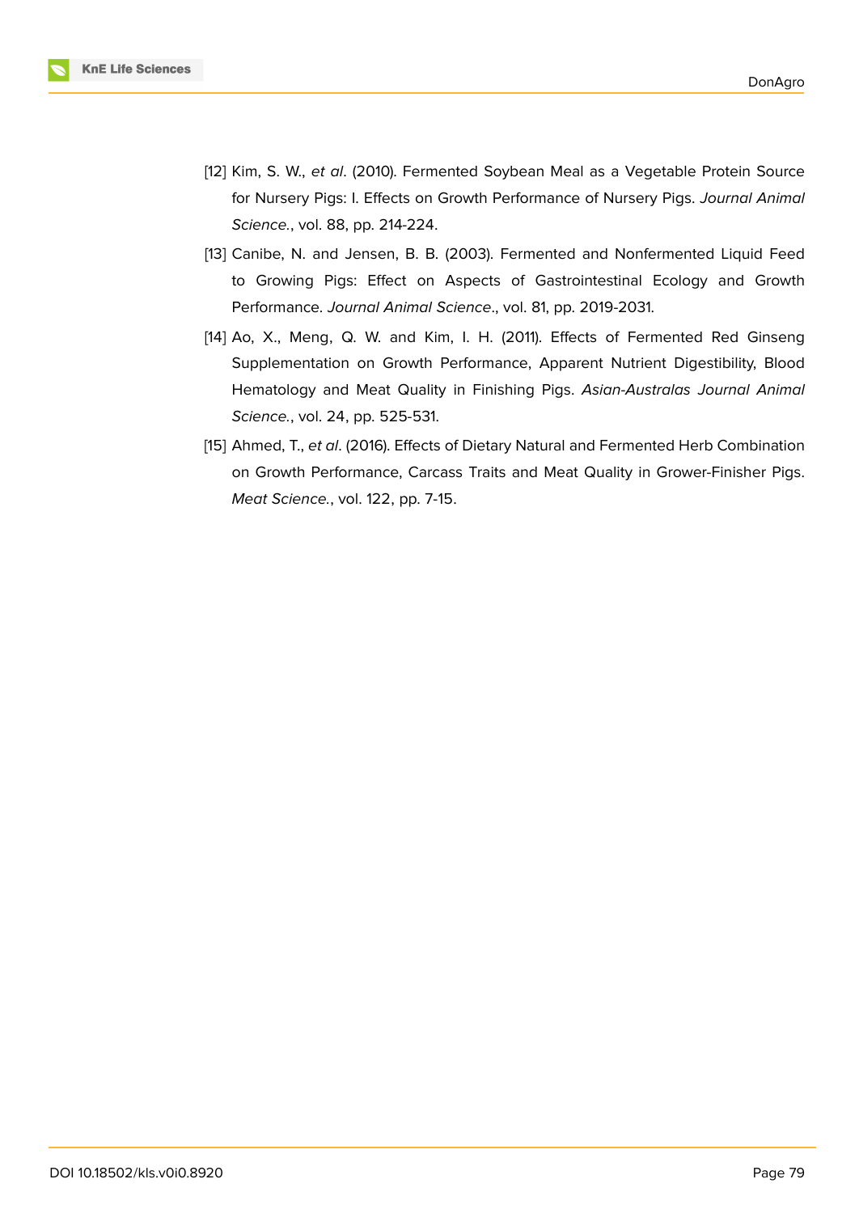[12] Kim, S. W., *et al*. (2010). Fermented Soybean Meal as a Vegetable Protein Source for Nursery Pigs: I. Effects on Growth Performance of Nursery Pigs. *Journal Animal Science.*, vol. 88, pp. 214-224.

[13] Canibe, N. and Jensen, B. B. (2003). Fermented and Nonfermented Liquid Feed to Growing Pigs: Effect on Aspects of Gastrointestinal Ecology and Growth Performance. *Journal Animal Science*., vol. 81, pp. 2019-2031.

[14] Ao, X., Meng, Q. W. and Kim, I. H. (2011). Effects of Fermented Red Ginseng Supplementation on Growth Performance, Apparent Nutrient Digestibility, Blood Hematology and Meat Quality in Finishing Pigs. *Asian-Australas Journal Animal Science.*, vol. 24, pp. 525-531.

[15] Ahmed, T., *et al*. (2016). Effects of Dietary Natural and Fermented Herb Combination on Growth Performance, Carcass Traits and Meat Quality in Grower-Finisher Pigs. *Meat Science.*, vol. 122, pp. 7-15.